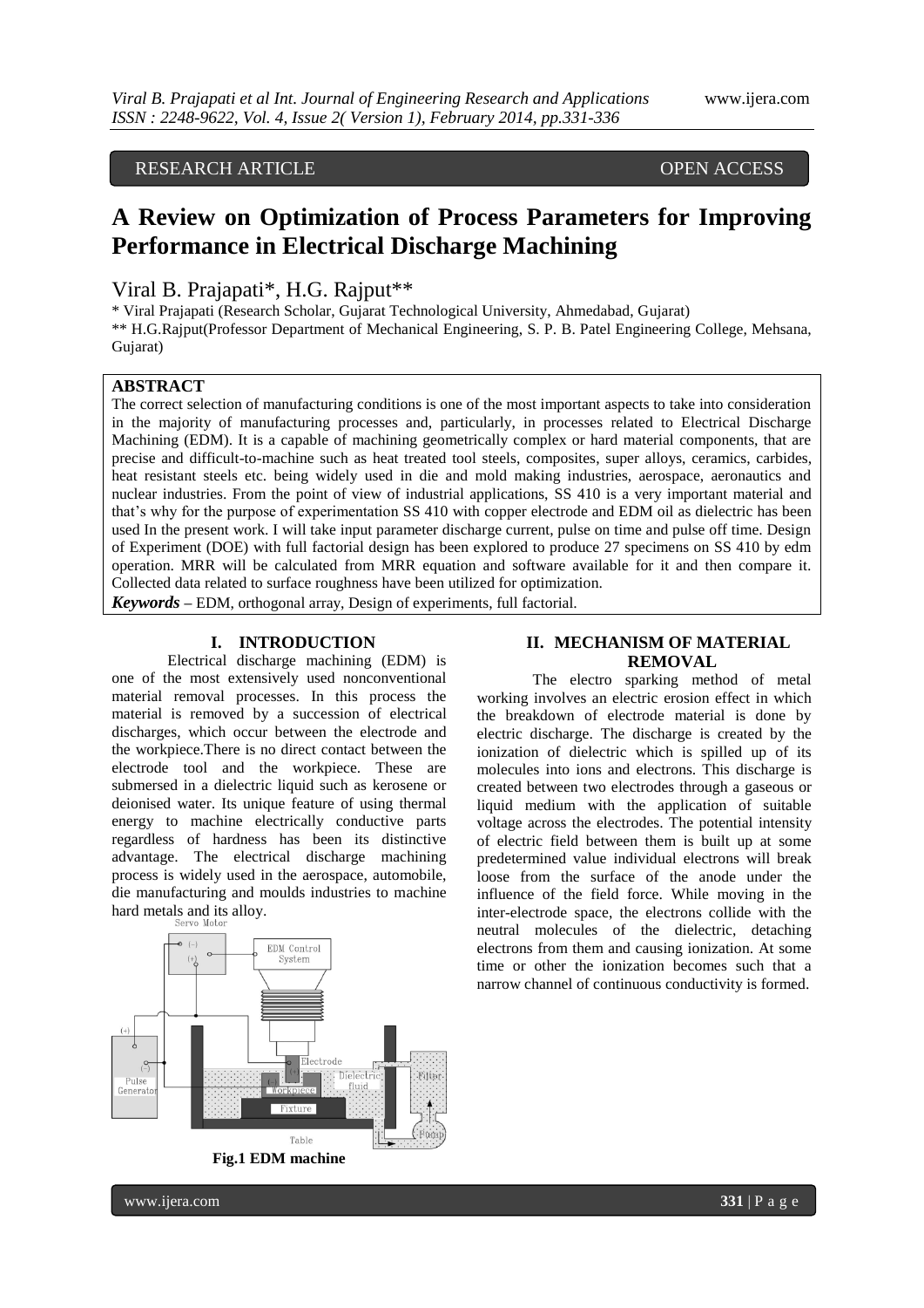RESEARCH ARTICLE OPEN ACCESS

# A Review on Optimization of Process Parameters for Improving Performance in Electrical Discharge Machining

Viral B. Prajapati*, H.G. Rajput**

\* Viral Prajapati (Research Scholar, Gujarat Technological University, Ahmedabad, Gujarat)

\*\* H.G.Rajput(Professor Department of Mechanical Engineering, S. P. B. Patel Engineering College, Mehsana, Gujarat)

## ABSTRACT

The correct selection of manufacturing conditions is one of the most important aspects to take into consideration in the majority of manufacturing processes and, particularly, in processes related to Electrical Discharge Machining (EDM). It is a capable of machining geometrically complex or hard material components, that are precise and difficult-to-machine such as heat treated tool steels, composites, super alloys, ceramics, carbides, heat resistant steels etc. being widely used in die and mold making industries, aerospace, aeronautics and nuclear industries. From the point of view of industrial applications, SS 410 is a very important material and that's why for the purpose of experimentation SS 410 with copper electrode and EDM oil as dielectric has been used In the present work. I will take input parameter discharge current, pulse on time and pulse off time. Design of Experiment (DOE) with full factorial design has been explored to produce 27 specimens on SS 410 by edm operation. MRR will be calculated from MRR equation and software available for it and then compare it. Collected data related to surface roughness have been utilized for optimization.

***Keywords*** **–** EDM, orthogonal array, Design of experiments, full factorial.

## I. INTRODUCTION

Electrical discharge machining (EDM) is one of the most extensively used nonconventional material removal processes. In this process the material is removed by a succession of electrical discharges, which occur between the electrode and the workpiece.There is no direct contact between the electrode tool and the workpiece. These are submersed in a dielectric liquid such as kerosene or deionised water. Its unique feature of using thermal energy to machine electrically conductive parts regardless of hardness has been its distinctive advantage. The electrical discharge machining process is widely used in the aerospace, automobile, die manufacturing and moulds industries to machine hard metals and its alloy.

Servo Motor
(-)
(+)
EDM Control System
(+)
(-)
Pulse Generator
Electrode
Dielectric fluid
Workpiece
Fixture
Filter
Pump
Table

**Fig.1 EDM machine**

## II. MECHANISM OF MATERIAL REMOVAL

The electro sparking method of metal working involves an electric erosion effect in which the breakdown of electrode material is done by electric discharge. The discharge is created by the ionization of dielectric which is spilled up of its molecules into ions and electrons. This discharge is created between two electrodes through a gaseous or liquid medium with the application of suitable voltage across the electrodes. The potential intensity of electric field between them is built up at some predetermined value individual electrons will break loose from the surface of the anode under the influence of the field force. While moving in the inter-electrode space, the electrons collide with the neutral molecules of the dielectric, detaching electrons from them and causing ionization. At some time or other the ionization becomes such that a narrow channel of continuous conductivity is formed.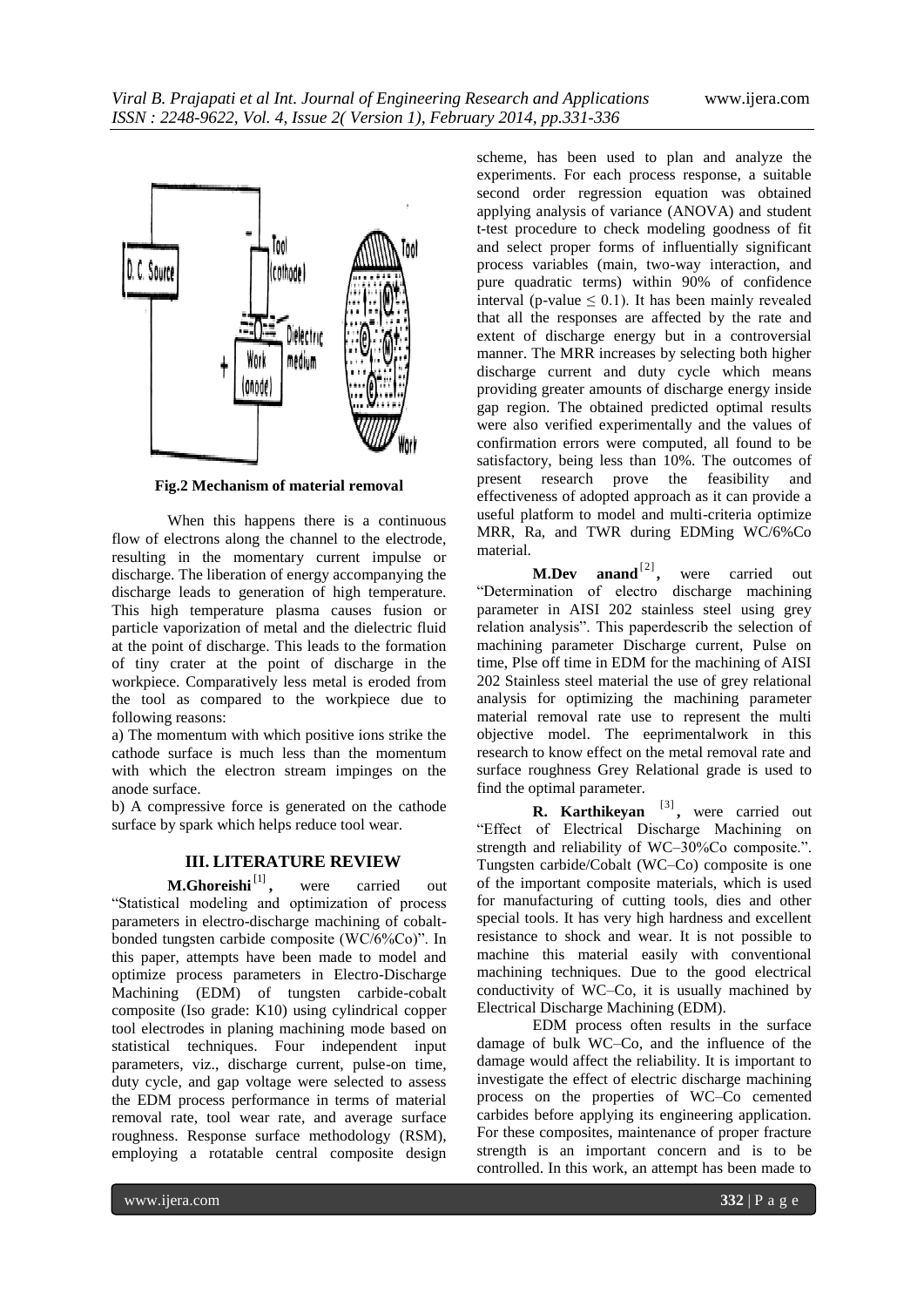Fig.2 Mechanism of material removal

When this happens there is a continuous flow of electrons along the channel to the electrode, resulting in the momentary current impulse or discharge. The liberation of energy accompanying the discharge leads to generation of high temperature. This high temperature plasma causes fusion or particle vaporization of metal and the dielectric fluid at the point of discharge. This leads to the formation of tiny crater at the point of discharge in the workpiece. Comparatively less metal is eroded from the tool as compared to the workpiece due to following reasons:

a) The momentum with which positive ions strike the cathode surface is much less than the momentum with which the electron stream impinges on the anode surface.

b) A compressive force is generated on the cathode surface by spark which helps reduce tool wear.

## III. LITERATURE REVIEW

**M.Ghoreishi** [1], were carried out "Statistical modeling and optimization of process parameters in electro-discharge machining of cobalt-bonded tungsten carbide composite (WC/6%Co)". In this paper, attempts have been made to model and optimize process parameters in Electro-Discharge Machining (EDM) of tungsten carbide-cobalt composite (Iso grade: K10) using cylindrical copper tool electrodes in planing machining mode based on statistical techniques. Four independent input parameters, viz., discharge current, pulse-on time, duty cycle, and gap voltage were selected to assess the EDM process performance in terms of material removal rate, tool wear rate, and average surface roughness. Response surface methodology (RSM), employing a rotatable central composite design scheme, has been used to plan and analyze the experiments. For each process response, a suitable second order regression equation was obtained applying analysis of variance (ANOVA) and student t-test procedure to check modeling goodness of fit and select proper forms of influentially significant process variables (main, two-way interaction, and pure quadratic terms) within 90% of confidence interval (p-value $\leq 0.1$). It has been mainly revealed that all the responses are affected by the rate and extent of discharge energy but in a controversial manner. The MRR increases by selecting both higher discharge current and duty cycle which means providing greater amounts of discharge energy inside gap region. The obtained predicted optimal results were also verified experimentally and the values of confirmation errors were computed, all found to be satisfactory, being less than 10%. The outcomes of present research prove the feasibility and effectiveness of adopted approach as it can provide a useful platform to model and multi-criteria optimize MRR, Ra, and TWR during EDMing WC/6%Co material.

**M.Dev anand** [2], were carried out "Determination of electro discharge machining parameter in AISI 202 stainless steel using grey relation analysis". This paperdescrib the selection of machining parameter Discharge current, Pulse on time, Plse off time in EDM for the machining of AISI 202 Stainless steel material the use of grey relational analysis for optimizing the machining parameter material removal rate use to represent the multi objective model. The eeprimentalwork in this research to know effect on the metal removal rate and surface roughness Grey Relational grade is used to find the optimal parameter.

**R. Karthikeyan** [3], were carried out "Effect of Electrical Discharge Machining on strength and reliability of WC–30%Co composite.". Tungsten carbide/Cobalt (WC–Co) composite is one of the important composite materials, which is used for manufacturing of cutting tools, dies and other special tools. It has very high hardness and excellent resistance to shock and wear. It is not possible to machine this material easily with conventional machining techniques. Due to the good electrical conductivity of WC–Co, it is usually machined by Electrical Discharge Machining (EDM).

EDM process often results in the surface damage of bulk WC–Co, and the influence of the damage would affect the reliability. It is important to investigate the effect of electric discharge machining process on the properties of WC–Co cemented carbides before applying its engineering application. For these composites, maintenance of proper fracture strength is an important concern and is to be controlled. In this work, an attempt has been made to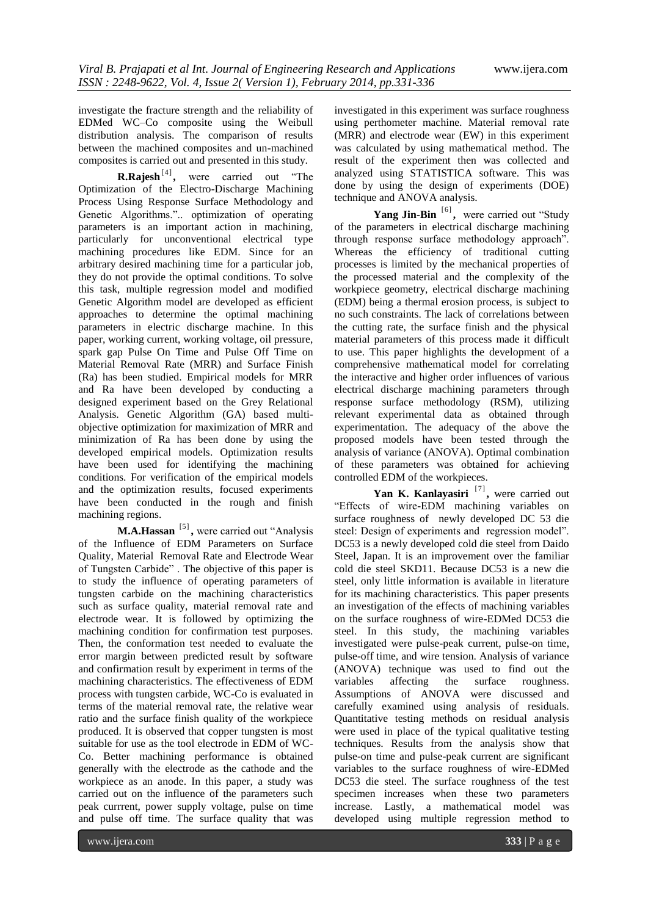investigate the fracture strength and the reliability of EDMed WC–Co composite using the Weibull distribution analysis. The comparison of results between the machined composites and un-machined composites is carried out and presented in this study.

**R.Rajesh** [4] **,** were carried out "The Optimization of the Electro-Discharge Machining Process Using Response Surface Methodology and Genetic Algorithms.".. optimization of operating parameters is an important action in machining, particularly for unconventional electrical type machining procedures like EDM. Since for an arbitrary desired machining time for a particular job, they do not provide the optimal conditions. To solve this task, multiple regression model and modified Genetic Algorithm model are developed as efficient approaches to determine the optimal machining parameters in electric discharge machine. In this paper, working current, working voltage, oil pressure, spark gap Pulse On Time and Pulse Off Time on Material Removal Rate (MRR) and Surface Finish (Ra) has been studied. Empirical models for MRR and Ra have been developed by conducting a designed experiment based on the Grey Relational Analysis. Genetic Algorithm (GA) based multi-objective optimization for maximization of MRR and minimization of Ra has been done by using the developed empirical models. Optimization results have been used for identifying the machining conditions. For verification of the empirical models and the optimization results, focused experiments have been conducted in the rough and finish machining regions.

**M.A.Hassan** [5] **,** were carried out "Analysis of the Influence of EDM Parameters on Surface Quality, Material Removal Rate and Electrode Wear of Tungsten Carbide" . The objective of this paper is to study the influence of operating parameters of tungsten carbide on the machining characteristics such as surface quality, material removal rate and electrode wear. It is followed by optimizing the machining condition for confirmation test purposes. Then, the conformation test needed to evaluate the error margin between predicted result by software and confirmation result by experiment in terms of the machining characteristics. The effectiveness of EDM process with tungsten carbide, WC-Co is evaluated in terms of the material removal rate, the relative wear ratio and the surface finish quality of the workpiece produced. It is observed that copper tungsten is most suitable for use as the tool electrode in EDM of WC-Co. Better machining performance is obtained generally with the electrode as the cathode and the workpiece as an anode. In this paper, a study was carried out on the influence of the parameters such peak currrent, power supply voltage, pulse on time and pulse off time. The surface quality that was investigated in this experiment was surface roughness using perthometer machine. Material removal rate (MRR) and electrode wear (EW) in this experiment was calculated by using mathematical method. The result of the experiment then was collected and analyzed using STATISTICA software. This was done by using the design of experiments (DOE) technique and ANOVA analysis.

**Yang Jin-Bin** [6] **,** were carried out "Study of the parameters in electrical discharge machining through response surface methodology approach". Whereas the efficiency of traditional cutting processes is limited by the mechanical properties of the processed material and the complexity of the workpiece geometry, electrical discharge machining (EDM) being a thermal erosion process, is subject to no such constraints. The lack of correlations between the cutting rate, the surface finish and the physical material parameters of this process made it difficult to use. This paper highlights the development of a comprehensive mathematical model for correlating the interactive and higher order influences of various electrical discharge machining parameters through response surface methodology (RSM), utilizing relevant experimental data as obtained through experimentation. The adequacy of the above the proposed models have been tested through the analysis of variance (ANOVA). Optimal combination of these parameters was obtained for achieving controlled EDM of the workpieces.

**Yan K. Kanlayasiri** [7] **,** were carried out "Effects of wire-EDM machining variables on surface roughness of newly developed DC 53 die steel: Design of experiments and regression model". DC53 is a newly developed cold die steel from Daido Steel, Japan. It is an improvement over the familiar cold die steel SKD11. Because DC53 is a new die steel, only little information is available in literature for its machining characteristics. This paper presents an investigation of the effects of machining variables on the surface roughness of wire-EDMed DC53 die steel. In this study, the machining variables investigated were pulse-peak current, pulse-on time, pulse-off time, and wire tension. Analysis of variance (ANOVA) technique was used to find out the variables affecting the surface roughness. Assumptions of ANOVA were discussed and carefully examined using analysis of residuals. Quantitative testing methods on residual analysis were used in place of the typical qualitative testing techniques. Results from the analysis show that pulse-on time and pulse-peak current are significant variables to the surface roughness of wire-EDMed DC53 die steel. The surface roughness of the test specimen increases when these two parameters increase. Lastly, a mathematical model was developed using multiple regression method to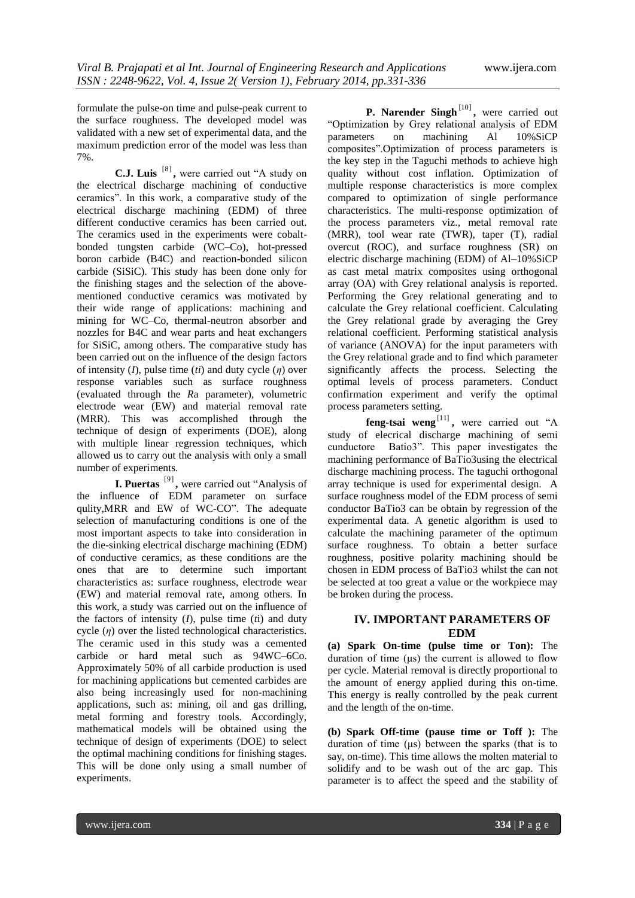formulate the pulse-on time and pulse-peak current to the surface roughness. The developed model was validated with a new set of experimental data, and the maximum prediction error of the model was less than 7%.

**C.J. Luis** [8] **,** were carried out "A study on the electrical discharge machining of conductive ceramics". In this work, a comparative study of the electrical discharge machining (EDM) of three different conductive ceramics has been carried out. The ceramics used in the experiments were cobalt-bonded tungsten carbide (WC–Co), hot-pressed boron carbide (B4C) and reaction-bonded silicon carbide (SiSiC). This study has been done only for the finishing stages and the selection of the above-mentioned conductive ceramics was motivated by their wide range of applications: machining and mining for WC–Co, thermal-neutron absorber and nozzles for B4C and wear parts and heat exchangers for SiSiC, among others. The comparative study has been carried out on the influence of the design factors of intensity (*I*), pulse time (*ti*) and duty cycle (*η*) over response variables such as surface roughness (evaluated through the *R*a parameter), volumetric electrode wear (EW) and material removal rate (MRR). This was accomplished through the technique of design of experiments (DOE), along with multiple linear regression techniques, which allowed us to carry out the analysis with only a small number of experiments.

**I. Puertas** [9] **,** were carried out "Analysis of the influence of EDM parameter on surface qulity,MRR and EW of WC-CO". The adequate selection of manufacturing conditions is one of the most important aspects to take into consideration in the die-sinking electrical discharge machining (EDM) of conductive ceramics, as these conditions are the ones that are to determine such important characteristics as: surface roughness, electrode wear (EW) and material removal rate, among others. In this work, a study was carried out on the influence of the factors of intensity (*I*), pulse time (*t*i) and duty cycle (*η*) over the listed technological characteristics. The ceramic used in this study was a cemented carbide or hard metal such as 94WC–6Co. Approximately 50% of all carbide production is used for machining applications but cemented carbides are also being increasingly used for non-machining applications, such as: mining, oil and gas drilling, metal forming and forestry tools. Accordingly, mathematical models will be obtained using the technique of design of experiments (DOE) to select the optimal machining conditions for finishing stages. This will be done only using a small number of experiments.

**P. Narender Singh** [10] **,** were carried out "Optimization by Grey relational analysis of EDM parameters on machining Al 10%SiCP composites".Optimization of process parameters is the key step in the Taguchi methods to achieve high quality without cost inflation. Optimization of multiple response characteristics is more complex compared to optimization of single performance characteristics. The multi-response optimization of the process parameters viz., metal removal rate (MRR), tool wear rate (TWR), taper (T), radial overcut (ROC), and surface roughness (SR) on electric discharge machining (EDM) of Al–10%SiCP as cast metal matrix composites using orthogonal array (OA) with Grey relational analysis is reported. Performing the Grey relational generating and to calculate the Grey relational coefficient. Calculating the Grey relational grade by averaging the Grey relational coefficient. Performing statistical analysis of variance (ANOVA) for the input parameters with the Grey relational grade and to find which parameter significantly affects the process. Selecting the optimal levels of process parameters. Conduct confirmation experiment and verify the optimal process parameters setting.

**feng-tsai weng** [11] **,** were carried out "A study of elecrical discharge machining of semi cunductore Batio3". This paper investigates the machining performance of BaTio3using the electrical discharge machining process. The taguchi orthogonal array technique is used for experimental design. A surface roughness model of the EDM process of semi conductor BaTio3 can be obtain by regression of the experimental data. A genetic algorithm is used to calculate the machining parameter of the optimum surface roughness. To obtain a better surface roughness, positive polarity machining should be chosen in EDM process of BaTio3 whilst the can not be selected at too great a value or the workpiece may be broken during the process.

## IV. IMPORTANT PARAMETERS OF EDM

**(a) Spark On-time (pulse time or Ton):** The duration of time (μs) the current is allowed to flow per cycle. Material removal is directly proportional to the amount of energy applied during this on-time. This energy is really controlled by the peak current and the length of the on-time.

**(b) Spark Off-time (pause time or Toff ):** The duration of time (μs) between the sparks (that is to say, on-time). This time allows the molten material to solidify and to be wash out of the arc gap. This parameter is to affect the speed and the stability of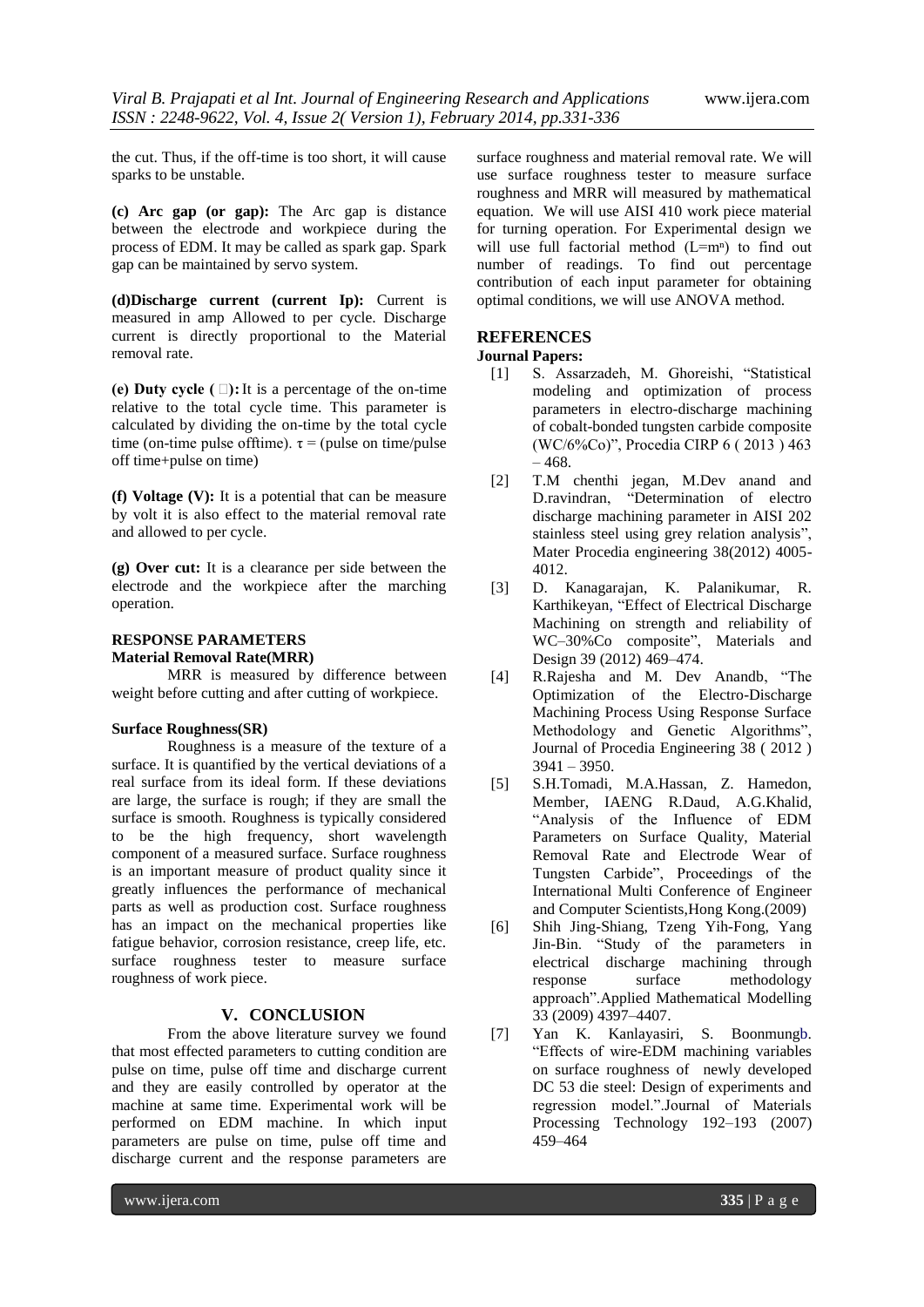the cut. Thus, if the off-time is too short, it will cause sparks to be unstable.

**(c) Arc gap (or gap):** The Arc gap is distance between the electrode and workpiece during the process of EDM. It may be called as spark gap. Spark gap can be maintained by servo system.

**(d)Discharge current (current Ip):** Current is measured in amp Allowed to per cycle. Discharge current is directly proportional to the Material removal rate.

**(e) Duty cycle ( ):** It is a percentage of the on-time relative to the total cycle time. This parameter is calculated by dividing the on-time by the total cycle time (on-time pulse offtime). $\tau$ = (pulse on time/pulse off time+pulse on time)

**(f) Voltage (V):** It is a potential that can be measure by volt it is also effect to the material removal rate and allowed to per cycle.

**(g) Over cut:** It is a clearance per side between the electrode and the workpiece after the marching operation.

### RESPONSE PARAMETERS

**Material Removal Rate(MRR)**

MRR is measured by difference between weight before cutting and after cutting of workpiece.

**Surface Roughness(SR)**

Roughness is a measure of the texture of a surface. It is quantified by the vertical deviations of a real surface from its ideal form. If these deviations are large, the surface is rough; if they are small the surface is smooth. Roughness is typically considered to be the high frequency, short wavelength component of a measured surface. Surface roughness is an important measure of product quality since it greatly influences the performance of mechanical parts as well as production cost. Surface roughness has an impact on the mechanical properties like fatigue behavior, corrosion resistance, creep life, etc. surface roughness tester to measure surface roughness of work piece.

## V. CONCLUSION

From the above literature survey we found that most effected parameters to cutting condition are pulse on time, pulse off time and discharge current and they are easily controlled by operator at the machine at same time. Experimental work will be performed on EDM machine. In which input parameters are pulse on time, pulse off time and discharge current and the response parameters are surface roughness and material removal rate. We will use surface roughness tester to measure surface roughness and MRR will measured by mathematical equation. We will use AISI 410 work piece material for turning operation. For Experimental design we will use full factorial method ($L=m^n$) to find out number of readings. To find out percentage contribution of each input parameter for obtaining optimal conditions, we will use ANOVA method.

## REFERENCES

**Journal Papers:**

[1] S. Assarzadeh, M. Ghoreishi, "Statistical modeling and optimization of process parameters in electro-discharge machining of cobalt-bonded tungsten carbide composite (WC/6%Co)", Procedia CIRP 6 ( 2013 ) 463 – 468.

[2] T.M chenthi jegan, M.Dev anand and D.ravindran, "Determination of electro discharge machining parameter in AISI 202 stainless steel using grey relation analysis", Mater Procedia engineering 38(2012) 4005-4012.

[3] D. Kanagarajan, K. Palanikumar, R. Karthikeyan, "Effect of Electrical Discharge Machining on strength and reliability of WC–30%Co composite", Materials and Design 39 (2012) 469–474.

[4] R.Rajesha and M. Dev Anandb, "The Optimization of the Electro-Discharge Machining Process Using Response Surface Methodology and Genetic Algorithms", Journal of Procedia Engineering 38 ( 2012 ) 3941 – 3950.

[5] S.H.Tomadi, M.A.Hassan, Z. Hamedon, Member, IAENG R.Daud, A.G.Khalid, "Analysis of the Influence of EDM Parameters on Surface Quality, Material Removal Rate and Electrode Wear of Tungsten Carbide", Proceedings of the International Multi Conference of Engineer and Computer Scientists,Hong Kong.(2009)

[6] Shih Jing-Shiang, Tzeng Yih-Fong, Yang Jin-Bin. "Study of the parameters in electrical discharge machining through response surface methodology approach".Applied Mathematical Modelling 33 (2009) 4397–4407.

[7] Yan K. Kanlayasiri, S. Boonmungb. "Effects of wire-EDM machining variables on surface roughness of newly developed DC 53 die steel: Design of experiments and regression model.".Journal of Materials Processing Technology 192–193 (2007) 459–464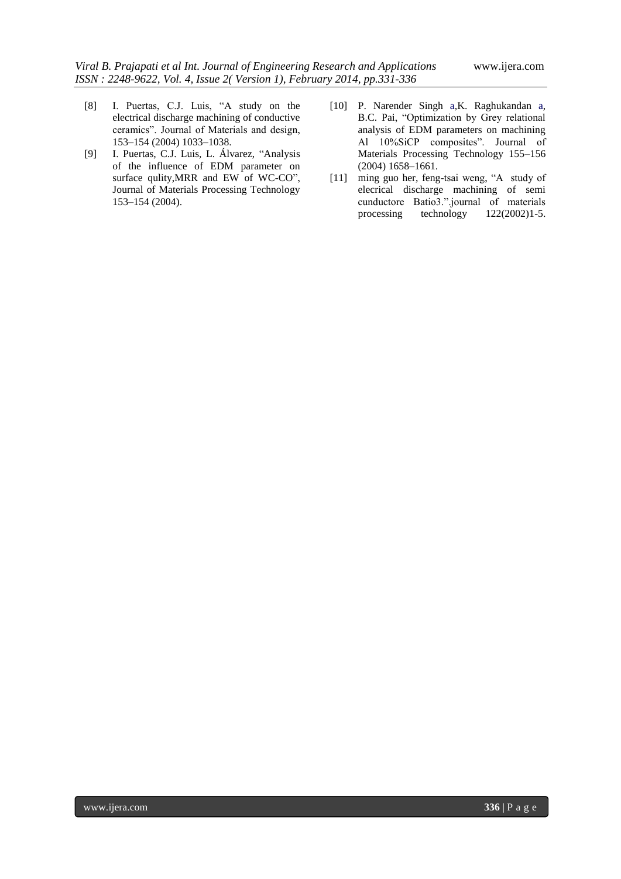[8] I. Puertas, C.J. Luis, "A study on the electrical discharge machining of conductive ceramics". Journal of Materials and design, 153–154 (2004) 1033–1038.

[9] I. Puertas, C.J. Luis, L. Álvarez, "Analysis of the influence of EDM parameter on surface qulity,MRR and EW of WC-CO", Journal of Materials Processing Technology 153–154 (2004).

[10] P. Narender Singh a,K. Raghukandan a, B.C. Pai, "Optimization by Grey relational analysis of EDM parameters on machining Al 10%SiCP composites". Journal of Materials Processing Technology 155–156 (2004) 1658–1661.

[11] ming guo her, feng-tsai weng, "A study of elecrical discharge machining of semi cunductore Batio3.".journal of materials processing technology 122(2002)1-5.